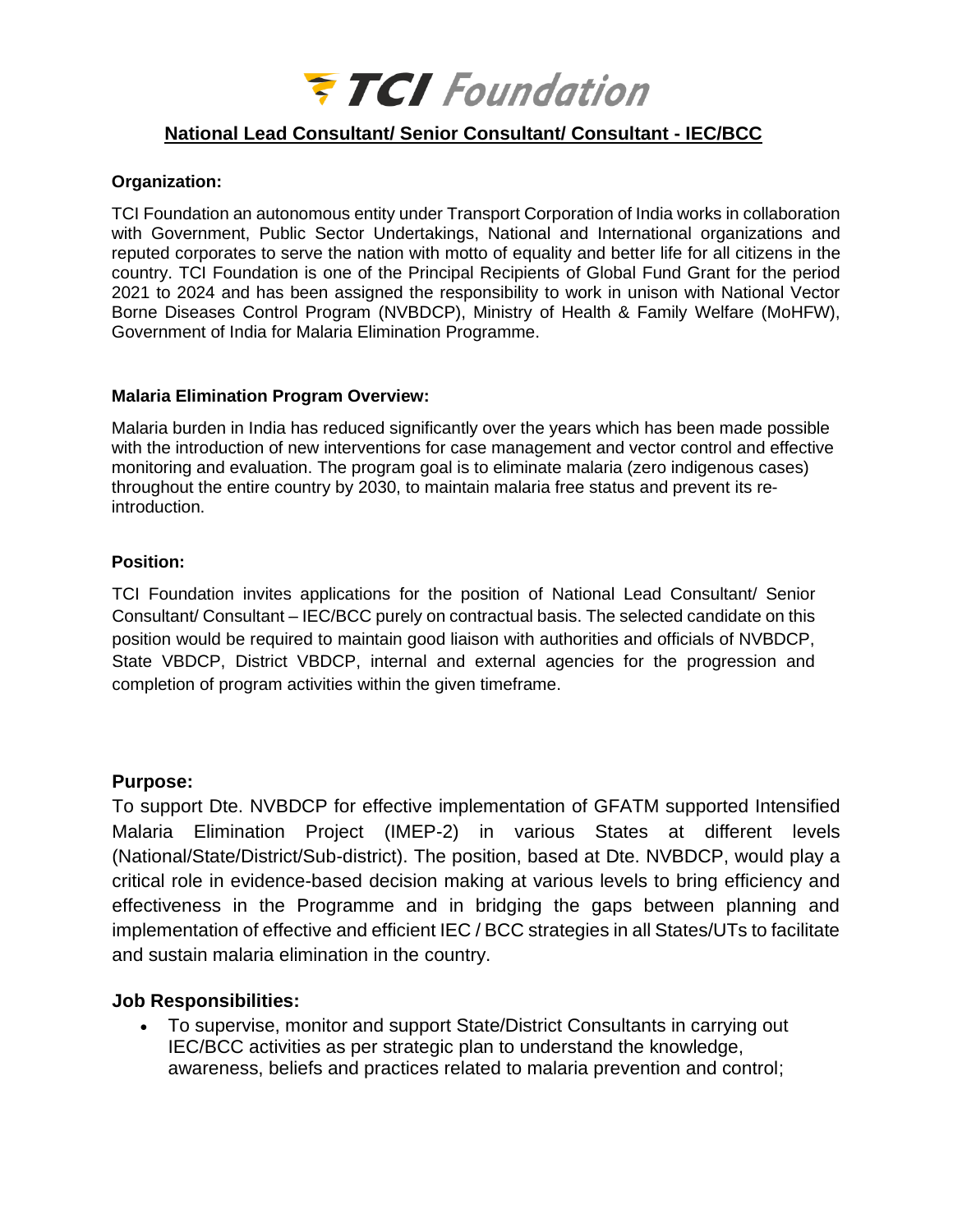# TCI Foundation

## National Lead Consultant/ Senior Consultant/ Consultant - IEC/BCC

**Organization:**

TCI Foundation an autonomous entity under Transport Corporation of India works in collaboration with Government, Public Sector Undertakings, National and International organizations and reputed corporates to serve the nation with motto of equality and better life for all citizens in the country. TCI Foundation is one of the Principal Recipients of Global Fund Grant for the period 2021 to 2024 and has been assigned the responsibility to work in unison with National Vector Borne Diseases Control Program (NVBDCP), Ministry of Health & Family Welfare (MoHFW), Government of India for Malaria Elimination Programme.

**Malaria Elimination Program Overview:**

Malaria burden in India has reduced significantly over the years which has been made possible with the introduction of new interventions for case management and vector control and effective monitoring and evaluation. The program goal is to eliminate malaria (zero indigenous cases) throughout the entire country by 2030, to maintain malaria free status and prevent its re-introduction.

**Position:**

TCI Foundation invites applications for the position of National Lead Consultant/ Senior Consultant/ Consultant – IEC/BCC purely on contractual basis. The selected candidate on this position would be required to maintain good liaison with authorities and officials of NVBDCP, State VBDCP, District VBDCP, internal and external agencies for the progression and completion of program activities within the given timeframe.

**Purpose:**

To support Dte. NVBDCP for effective implementation of GFATM supported Intensified Malaria Elimination Project (IMEP-2) in various States at different levels (National/State/District/Sub-district). The position, based at Dte. NVBDCP, would play a critical role in evidence-based decision making at various levels to bring efficiency and effectiveness in the Programme and in bridging the gaps between planning and implementation of effective and efficient IEC / BCC strategies in all States/UTs to facilitate and sustain malaria elimination in the country.

**Job Responsibilities:**

- To supervise, monitor and support State/District Consultants in carrying out IEC/BCC activities as per strategic plan to understand the knowledge, awareness, beliefs and practices related to malaria prevention and control;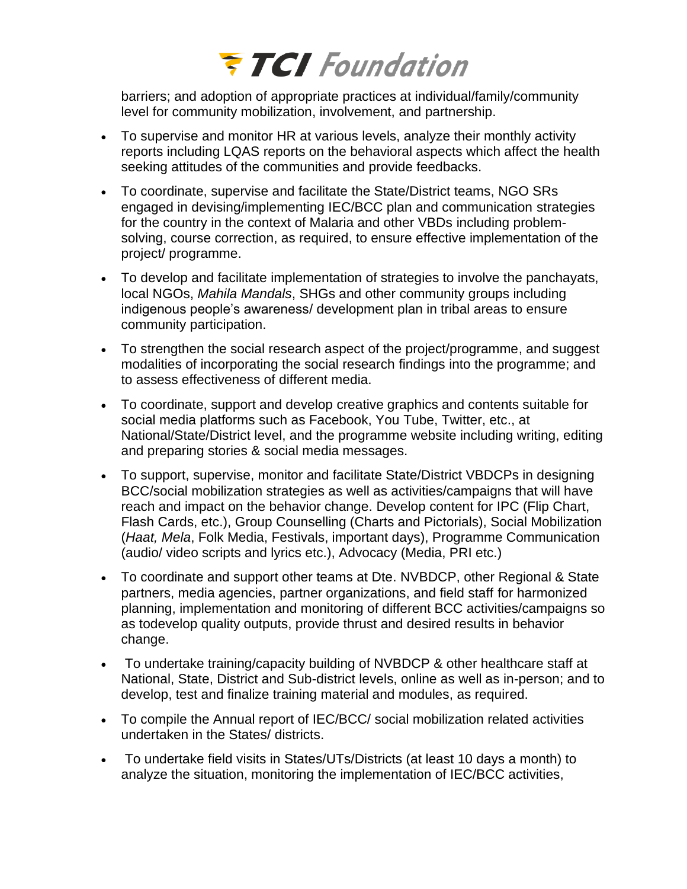barriers; and adoption of appropriate practices at individual/family/community level for community mobilization, involvement, and partnership.

- To supervise and monitor HR at various levels, analyze their monthly activity reports including LQAS reports on the behavioral aspects which affect the health seeking attitudes of the communities and provide feedbacks.
- To coordinate, supervise and facilitate the State/District teams, NGO SRs engaged in devising/implementing IEC/BCC plan and communication strategies for the country in the context of Malaria and other VBDs including problem-solving, course correction, as required, to ensure effective implementation of the project/ programme.
- To develop and facilitate implementation of strategies to involve the panchayats, local NGOs, *Mahila Mandals*, SHGs and other community groups including indigenous people's awareness/ development plan in tribal areas to ensure community participation.
- To strengthen the social research aspect of the project/programme, and suggest modalities of incorporating the social research findings into the programme; and to assess effectiveness of different media.
- To coordinate, support and develop creative graphics and contents suitable for social media platforms such as Facebook, You Tube, Twitter, etc., at National/State/District level, and the programme website including writing, editing and preparing stories & social media messages.
- To support, supervise, monitor and facilitate State/District VBDCPs in designing BCC/social mobilization strategies as well as activities/campaigns that will have reach and impact on the behavior change. Develop content for IPC (Flip Chart, Flash Cards, etc.), Group Counselling (Charts and Pictorials), Social Mobilization (*Haat, Mela*, Folk Media, Festivals, important days), Programme Communication (audio/ video scripts and lyrics etc.), Advocacy (Media, PRI etc.)
- To coordinate and support other teams at Dte. NVBDCP, other Regional & State partners, media agencies, partner organizations, and field staff for harmonized planning, implementation and monitoring of different BCC activities/campaigns so as todevelop quality outputs, provide thrust and desired results in behavior change.
- To undertake training/capacity building of NVBDCP & other healthcare staff at National, State, District and Sub-district levels, online as well as in-person; and to develop, test and finalize training material and modules, as required.
- To compile the Annual report of IEC/BCC/ social mobilization related activities undertaken in the States/ districts.
- To undertake field visits in States/UTs/Districts (at least 10 days a month) to analyze the situation, monitoring the implementation of IEC/BCC activities,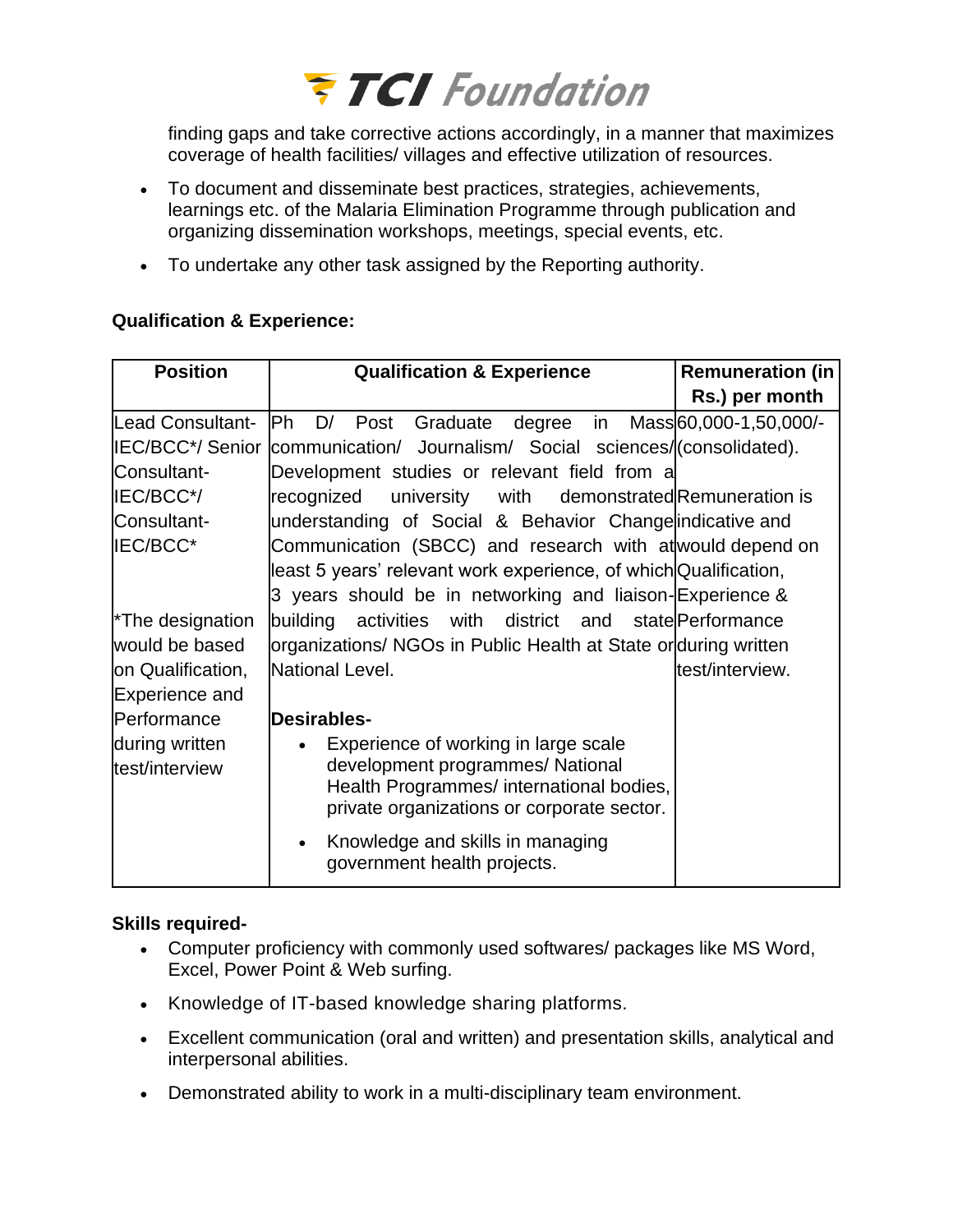finding gaps and take corrective actions accordingly, in a manner that maximizes coverage of health facilities/ villages and effective utilization of resources.

- To document and disseminate best practices, strategies, achievements, learnings etc. of the Malaria Elimination Programme through publication and organizing dissemination workshops, meetings, special events, etc.
- To undertake any other task assigned by the Reporting authority.

**Qualification & Experience:**

| Position | Qualification & Experience | Remuneration (in Rs.) per month |
|---|---|---|
| Lead Consultant-IEC/BCC*/ Senior Consultant-IEC/BCC*/ Consultant-IEC/BCC*<br><br>*The designation would be based on Qualification, Experience and Performance during written test/interview | Ph D/ Post Graduate degree in Mass communication/ Journalism/ Social sciences/ Development studies or relevant field from a recognized university with demonstrated understanding of Social & Behavior Change Communication (SBCC) and research with at least 5 years' relevant work experience, of which 3 years should be in networking and liaison-building activities with district and state organizations/ NGOs in Public Health at State or National Level.<br><br>**Desirables-**<br>• Experience of working in large scale development programmes/ National Health Programmes/ international bodies, private organizations or corporate sector.<br>• Knowledge and skills in managing government health projects. | 60,000-1,50,000/- (consolidated).<br><br>Remuneration is indicative and would depend on Qualification, Experience & Performance during written test/interview. |

**Skills required-**

- Computer proficiency with commonly used softwares/ packages like MS Word, Excel, Power Point & Web surfing.
- Knowledge of IT-based knowledge sharing platforms.
- Excellent communication (oral and written) and presentation skills, analytical and interpersonal abilities.
- Demonstrated ability to work in a multi-disciplinary team environment.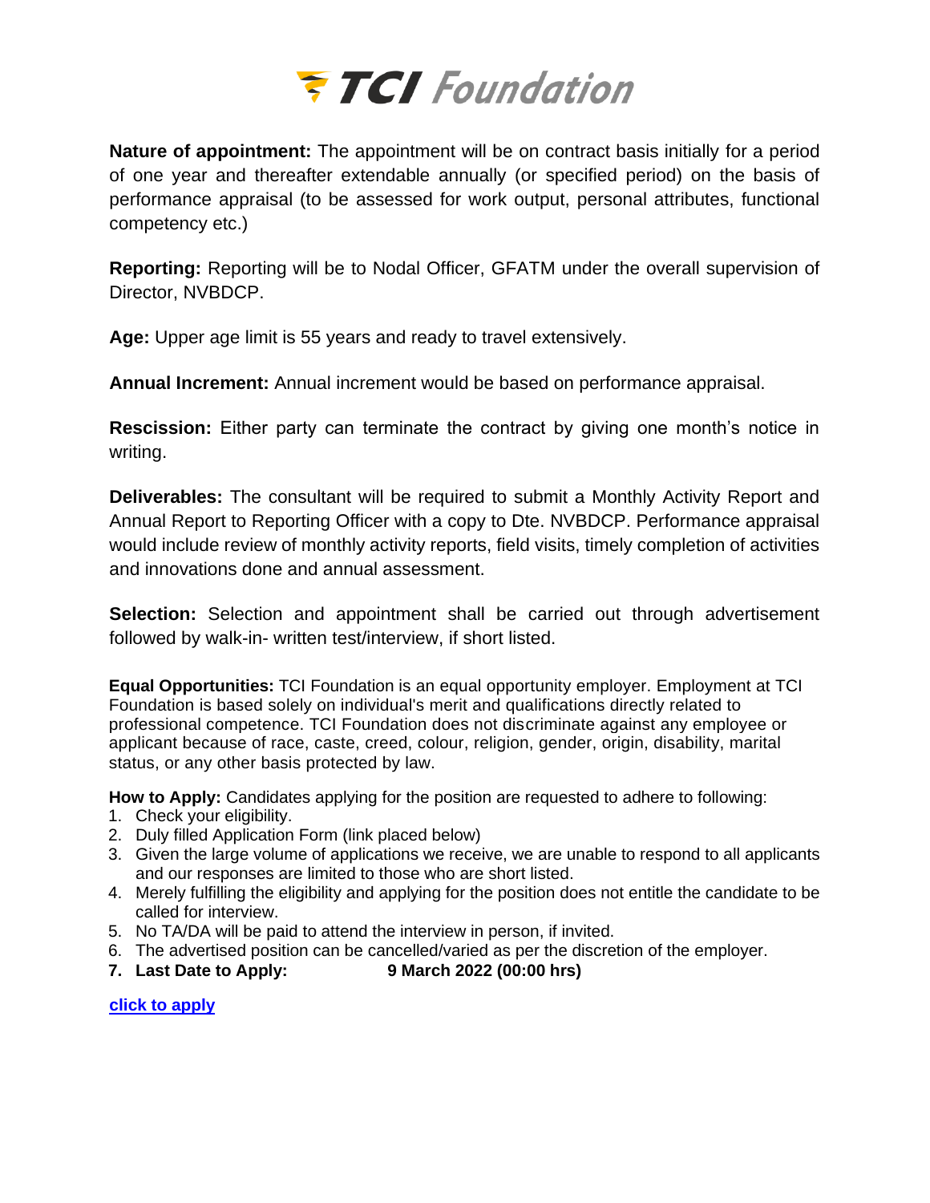**TCI Foundation**

**Nature of appointment:** The appointment will be on contract basis initially for a period of one year and thereafter extendable annually (or specified period) on the basis of performance appraisal (to be assessed for work output, personal attributes, functional competency etc.)

**Reporting:** Reporting will be to Nodal Officer, GFATM under the overall supervision of Director, NVBDCP.

**Age:** Upper age limit is 55 years and ready to travel extensively.

**Annual Increment:** Annual increment would be based on performance appraisal.

**Rescission:** Either party can terminate the contract by giving one month's notice in writing.

**Deliverables:** The consultant will be required to submit a Monthly Activity Report and Annual Report to Reporting Officer with a copy to Dte. NVBDCP. Performance appraisal would include review of monthly activity reports, field visits, timely completion of activities and innovations done and annual assessment.

**Selection:** Selection and appointment shall be carried out through advertisement followed by walk-in- written test/interview, if short listed.

**Equal Opportunities:** TCI Foundation is an equal opportunity employer. Employment at TCI Foundation is based solely on individual's merit and qualifications directly related to professional competence. TCI Foundation does not discriminate against any employee or applicant because of race, caste, creed, colour, religion, gender, origin, disability, marital status, or any other basis protected by law.

**How to Apply:** Candidates applying for the position are requested to adhere to following:

1. Check your eligibility.
2. Duly filled Application Form (link placed below)
3. Given the large volume of applications we receive, we are unable to respond to all applicants and our responses are limited to those who are short listed.
4. Merely fulfilling the eligibility and applying for the position does not entitle the candidate to be called for interview.
5. No TA/DA will be paid to attend the interview in person, if invited.
6. The advertised position can be cancelled/varied as per the discretion of the employer.
7. **Last Date to Apply: 9 March 2022 (00:00 hrs)**

**click to apply**